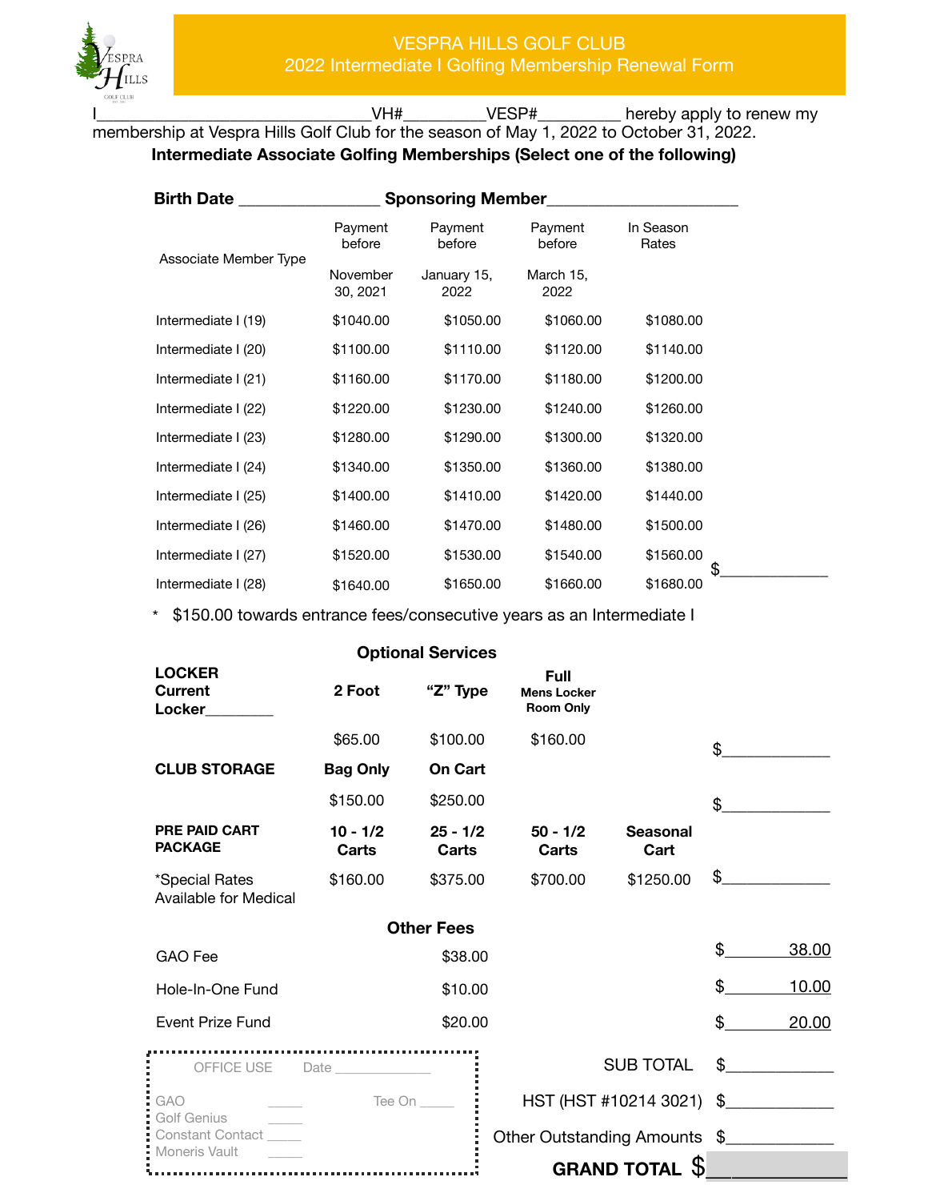# VESPRA HILLS GOLF CLUB

## 2022 Intermediate I Golfing Membership Renewal Form

I______________________________VH#_________VESP#_________ hereby apply to renew my membership at Vespra Hills Golf Club for the season of May 1, 2022 to October 31, 2022.

**Intermediate Associate Golfing Memberships (Select one of the following)**

**Birth Date** _______________ **Sponsoring Member**_____________________

| Associate Member Type | Payment before November 30, 2021 | Payment before January 15, 2022 | Payment before March 15, 2022 | In Season Rates | |
|---|---|---|---|---|---|
| Intermediate I (19) | $1040.00 | $1050.00 | $1060.00 | $1080.00 | |
| Intermediate I (20) | $1100.00 | $1110.00 | $1120.00 | $1140.00 | |
| Intermediate I (21) | $1160.00 | $1170.00 | $1180.00 | $1200.00 | |
| Intermediate I (22) | $1220.00 | $1230.00 | $1240.00 | $1260.00 | |
| Intermediate I (23) | $1280.00 | $1290.00 | $1300.00 | $1320.00 | |
| Intermediate I (24) | $1340.00 | $1350.00 | $1360.00 | $1380.00 | |
| Intermediate I (25) | $1400.00 | $1410.00 | $1420.00 | $1440.00 | |
| Intermediate I (26) | $1460.00 | $1470.00 | $1480.00 | $1500.00 | |
| Intermediate I (27) | $1520.00 | $1530.00 | $1540.00 | $1560.00 | |
| Intermediate I (28) | $1640.00 | $1650.00 | $1660.00 | $1680.00 | $____________ |

\* $150.00 towards entrance fees/consecutive years as an Intermediate I

### Optional Services

| | | | | | |
|---|---|---|---|---|---|
| **LOCKER** Current Locker________ | **2 Foot** | **"Z" Type** | **Full** Mens Locker Room Only | | |
| | $65.00 | $100.00 | $160.00 | | $____________ |
| **CLUB STORAGE** | **Bag Only** | **On Cart** | | | |
| | $150.00 | $250.00 | | | $____________ |
| **PRE PAID CART PACKAGE** | **10 - 1/2 Carts** | **25 - 1/2 Carts** | **50 - 1/2 Carts** | **Seasonal Cart** | |
| *Special Rates Available for Medical | $160.00 | $375.00 | $700.00 | $1250.00 | $____________ |

### Other Fees

| | | |
|---|---|---|
| GAO Fee | $38.00 | $ 38.00 |
| Hole-In-One Fund | $10.00 | $ 10.00 |
| Event Prize Fund | $20.00 | $ 20.00 |

| | |
|---|---|
| SUB TOTAL | $____________ |
| HST (HST #10214 3021) | $____________ |
| Other Outstanding Amounts | $____________ |
| **GRAND TOTAL** | $____________ |

OFFICE USE Date _____________

GAO _____ Tee On _____
Golf Genius _____
Constant Contact _____
Moneris Vault _____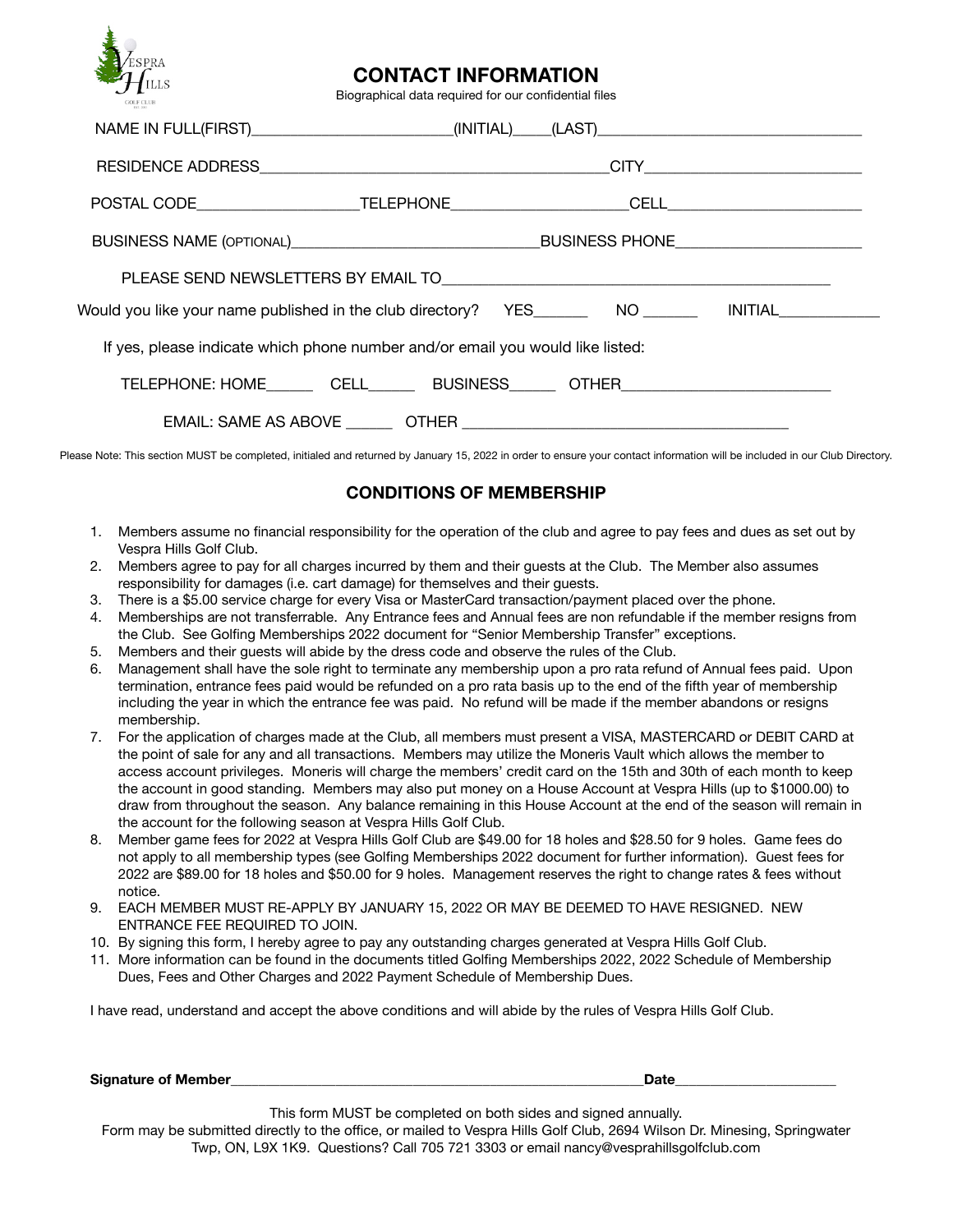## CONTACT INFORMATION

Biographical data required for our confidential files

NAME IN FULL(FIRST)________________________(INITIAL)_____(LAST)________________________________

RESIDENCE ADDRESS__________________________________________CITY__________________________

POSTAL CODE___________________TELEPHONE_____________________CELL________________________

BUSINESS NAME (OPTIONAL)_____________________________BUSINESS PHONE______________________

PLEASE SEND NEWSLETTERS BY EMAIL TO_______________________________________________

Would you like your name published in the club directory?  YES_______  NO _______  INITIAL____________

If yes, please indicate which phone number and/or email you would like listed:

TELEPHONE: HOME______  CELL______  BUSINESS______  OTHER________________________

EMAIL: SAME AS ABOVE ______  OTHER ________________________________________

Please Note: This section MUST be completed, initialed and returned by January 15, 2022 in order to ensure your contact information will be included in our Club Directory.

## CONDITIONS OF MEMBERSHIP

1. Members assume no financial responsibility for the operation of the club and agree to pay fees and dues as set out by Vespra Hills Golf Club.
2. Members agree to pay for all charges incurred by them and their guests at the Club. The Member also assumes responsibility for damages (i.e. cart damage) for themselves and their guests.
3. There is a $5.00 service charge for every Visa or MasterCard transaction/payment placed over the phone.
4. Memberships are not transferrable. Any Entrance fees and Annual fees are non refundable if the member resigns from the Club. See Golfing Memberships 2022 document for "Senior Membership Transfer" exceptions.
5. Members and their guests will abide by the dress code and observe the rules of the Club.
6. Management shall have the sole right to terminate any membership upon a pro rata refund of Annual fees paid. Upon termination, entrance fees paid would be refunded on a pro rata basis up to the end of the fifth year of membership including the year in which the entrance fee was paid. No refund will be made if the member abandons or resigns membership.
7. For the application of charges made at the Club, all members must present a VISA, MASTERCARD or DEBIT CARD at the point of sale for any and all transactions. Members may utilize the Moneris Vault which allows the member to access account privileges. Moneris will charge the members' credit card on the 15th and 30th of each month to keep the account in good standing. Members may also put money on a House Account at Vespra Hills (up to $1000.00) to draw from throughout the season. Any balance remaining in this House Account at the end of the season will remain in the account for the following season at Vespra Hills Golf Club.
8. Member game fees for 2022 at Vespra Hills Golf Club are $49.00 for 18 holes and $28.50 for 9 holes. Game fees do not apply to all membership types (see Golfing Memberships 2022 document for further information). Guest fees for 2022 are $89.00 for 18 holes and $50.00 for 9 holes. Management reserves the right to change rates & fees without notice.
9. EACH MEMBER MUST RE-APPLY BY JANUARY 15, 2022 OR MAY BE DEEMED TO HAVE RESIGNED. NEW ENTRANCE FEE REQUIRED TO JOIN.
10. By signing this form, I hereby agree to pay any outstanding charges generated at Vespra Hills Golf Club.
11. More information can be found in the documents titled Golfing Memberships 2022, 2022 Schedule of Membership Dues, Fees and Other Charges and 2022 Payment Schedule of Membership Dues.

I have read, understand and accept the above conditions and will abide by the rules of Vespra Hills Golf Club.

**Signature of Member**_________________________________________________________**Date**_____________________

This form MUST be completed on both sides and signed annually.
Form may be submitted directly to the office, or mailed to Vespra Hills Golf Club, 2694 Wilson Dr. Minesing, Springwater Twp, ON, L9X 1K9. Questions? Call 705 721 3303 or email nancy@vesprahillsgolfclub.com